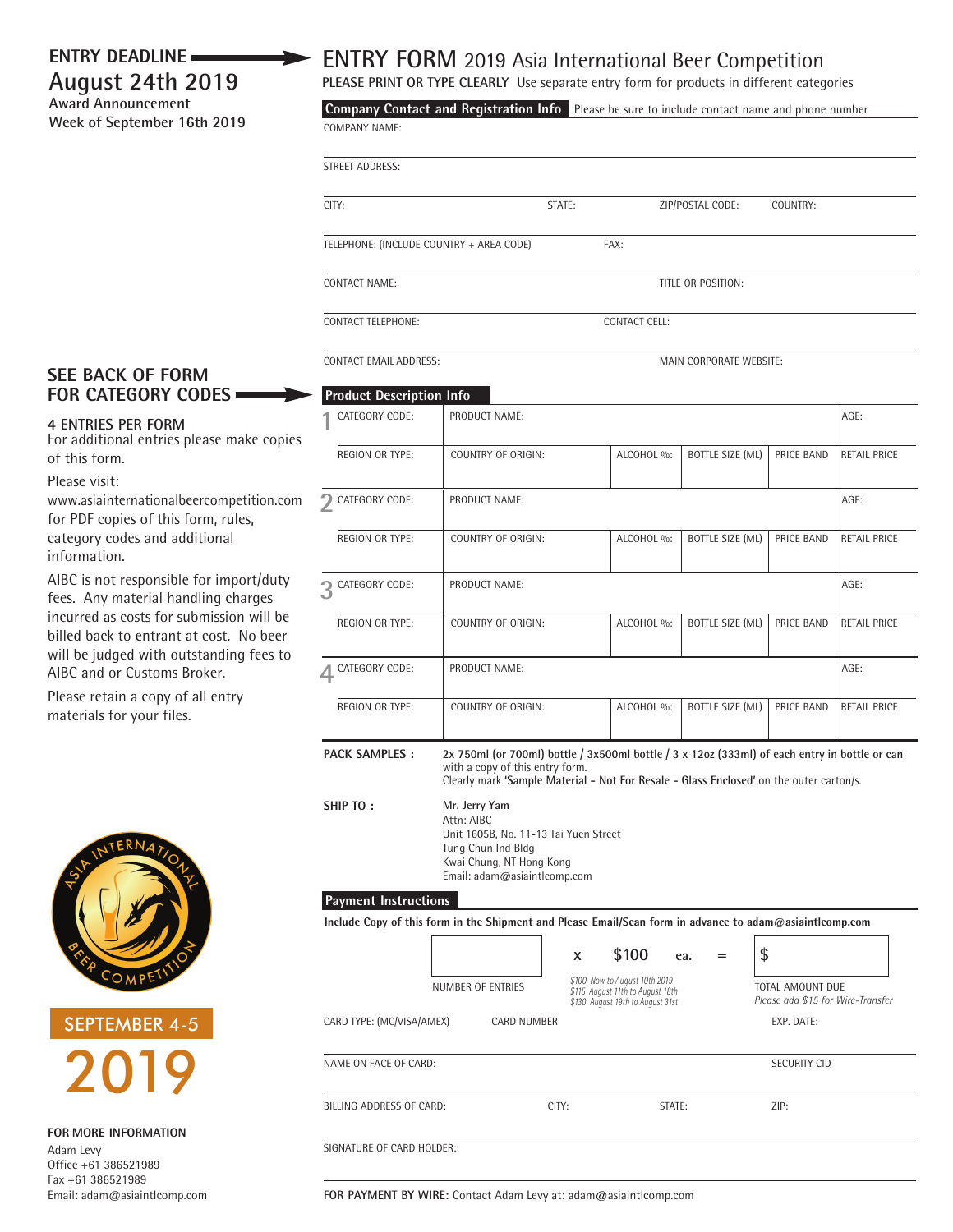**ENTRY DEADLINE**

## August 24th 2019

**Award Announcement**
**Week of September 16th 2019**

# ENTRY FORM 2019 Asia International Beer Competition

**PLEASE PRINT OR TYPE CLEARLY** Use separate entry form for products in different categories

## Company Contact and Registration Info

Please be sure to include contact name and phone number

COMPANY NAME:

STREET ADDRESS:

CITY: STATE: ZIP/POSTAL CODE: COUNTRY:

TELEPHONE: (INCLUDE COUNTRY + AREA CODE) FAX:

CONTACT NAME: TITLE OR POSITION:

CONTACT TELEPHONE: CONTACT CELL:

CONTACT EMAIL ADDRESS: MAIN CORPORATE WEBSITE:

**SEE BACK OF FORM FOR CATEGORY CODES**

**4 ENTRIES PER FORM**
For additional entries please make copies of this form.

Please visit:
www.asiainternationalbeercompetition.com for PDF copies of this form, rules, category codes and additional information.

AIBC is not responsible for import/duty fees. Any material handling charges incurred as costs for submission will be billed back to entrant at cost. No beer will be judged with outstanding fees to AIBC and or Customs Broker.

Please retain a copy of all entry materials for your files.

## Product Description Info

| # | | | | | | |
|---|---|---|---|---|---|---|
| 1 | CATEGORY CODE: | PRODUCT NAME: | | | | AGE: |
| | REGION OR TYPE: | COUNTRY OF ORIGIN: | ALCOHOL %: | BOTTLE SIZE (ML) | PRICE BAND | RETAIL PRICE |
| 2 | CATEGORY CODE: | PRODUCT NAME: | | | | AGE: |
| | REGION OR TYPE: | COUNTRY OF ORIGIN: | ALCOHOL %: | BOTTLE SIZE (ML) | PRICE BAND | RETAIL PRICE |
| 3 | CATEGORY CODE: | PRODUCT NAME: | | | | AGE: |
| | REGION OR TYPE: | COUNTRY OF ORIGIN: | ALCOHOL %: | BOTTLE SIZE (ML) | PRICE BAND | RETAIL PRICE |
| 4 | CATEGORY CODE: | PRODUCT NAME: | | | | AGE: |
| | REGION OR TYPE: | COUNTRY OF ORIGIN: | ALCOHOL %: | BOTTLE SIZE (ML) | PRICE BAND | RETAIL PRICE |

**PACK SAMPLES :** 2x 750ml (or 700ml) bottle / 3x500ml bottle / 3 x 12oz (333ml) of each entry in bottle or can with a copy of this entry form.
Clearly mark **'Sample Material - Not For Resale - Glass Enclosed'** on the outer carton/s.

**SHIP TO :**
Mr. Jerry Yam
Attn: AIBC
Unit 1605B, No. 11-13 Tai Yuen Street
Tung Chun Ind Bldg
Kwai Chung, NT Hong Kong
Email: adam@asiaintlcomp.com

## Payment Instructions

**Include Copy of this form in the Shipment and Please Email/Scan form in advance to adam@asiaintlcomp.com**

NUMBER OF ENTRIES x $100 ea. = $ TOTAL AMOUNT DUE

*$100 Now to August 10th 2019*
*$115 August 11th to August 18th*
*$130 August 19th to August 31st*

*Please add $15 for Wire-Transfer*

CARD TYPE: (MC/VISA/AMEX) CARD NUMBER EXP. DATE:

NAME ON FACE OF CARD: SECURITY CID

BILLING ADDRESS OF CARD: CITY: STATE: ZIP:

SIGNATURE OF CARD HOLDER:

**FOR PAYMENT BY WIRE:** Contact Adam Levy at: adam@asiaintlcomp.com

ASIA INTERNATIONAL BEER COMPETITION

SEPTEMBER 4-5
2019

**FOR MORE INFORMATION**
Adam Levy
Office +61 386521989
Fax +61 386521989
Email: adam@asiaintlcomp.com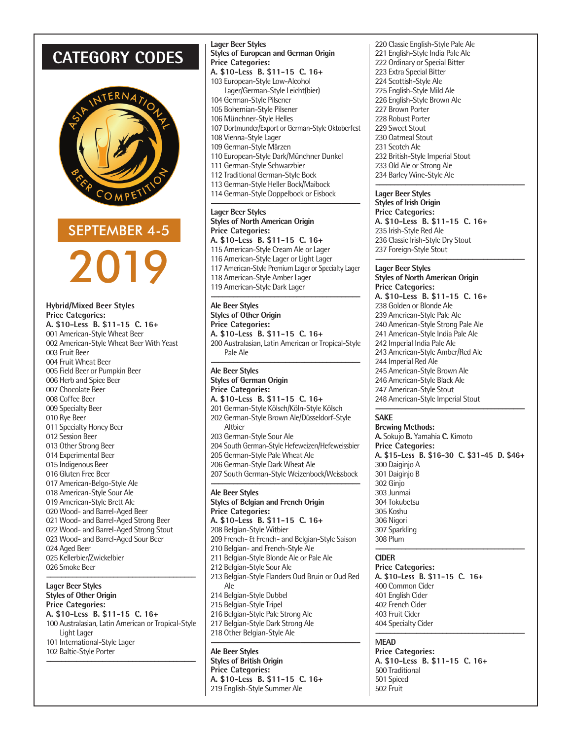# CATEGORY CODES

ASIA INTERNATIONAL BEER COMPETITION

SEPTEMBER 4-5

2019

**Hybrid/Mixed Beer Styles**
**Price Categories:**
**A. $10-Less B. $11-15 C. 16+**

001 American-Style Wheat Beer
002 American-Style Wheat Beer With Yeast
003 Fruit Beer
004 Fruit Wheat Beer
005 Field Beer or Pumpkin Beer
006 Herb and Spice Beer
007 Chocolate Beer
008 Coffee Beer
009 Specialty Beer
010 Rye Beer
011 Specialty Honey Beer
012 Session Beer
013 Other Strong Beer
014 Experimental Beer
015 Indigenous Beer
016 Gluten Free Beer
017 American-Belgo-Style Ale
018 American-Style Sour Ale
019 American-Style Brett Ale
020 Wood- and Barrel-Aged Beer
021 Wood- and Barrel-Aged Strong Beer
022 Wood- and Barrel-Aged Strong Stout
023 Wood- and Barrel-Aged Sour Beer
024 Aged Beer
025 Kellerbier/Zwickelbier
026 Smoke Beer

**Lager Beer Styles**
**Styles of Other Origin**
**Price Categories:**
**A. $10-Less B. $11-15 C. 16+**

100 Australasian, Latin American or Tropical-Style Light Lager
101 International-Style Lager
102 Baltic-Style Porter

**Lager Beer Styles**
**Styles of European and German Origin**
**Price Categories:**
**A. $10-Less B. $11-15 C. 16+**

103 European-Style Low-Alcohol Lager/German-Style Leicht(bier)
104 German-Style Pilsener
105 Bohemian-Style Pilsener
106 Münchner-Style Helles
107 Dortmunder/Export or German-Style Oktoberfest
108 Vienna-Style Lager
109 German-Style Märzen
110 European-Style Dark/Münchner Dunkel
111 German-Style Schwarzbier
112 Traditional German-Style Bock
113 German-Style Heller Bock/Maibock
114 German-Style Doppelbock or Eisbock

**Lager Beer Styles**
**Styles of North American Origin**
**Price Categories:**
**A. $10-Less B. $11-15 C. 16+**

115 American-Style Cream Ale or Lager
116 American-Style Lager or Light Lager
117 American-Style Premium Lager or Specialty Lager
118 American-Style Amber Lager
119 American-Style Dark Lager

**Ale Beer Styles**
**Styles of Other Origin**
**Price Categories:**
**A. $10-Less B. $11-15 C. 16+**

200 Australasian, Latin American or Tropical-Style Pale Ale

**Ale Beer Styles**
**Styles of German Origin**
**Price Categories:**
**A. $10-Less B. $11-15 C. 16+**

201 German-Style Kölsch/Köln-Style Kölsch
202 German-Style Brown Ale/Düsseldorf-Style Altbier
203 German-Style Sour Ale
204 South German-Style Hefeweizen/Hefeweissbier
205 German-Style Pale Wheat Ale
206 German-Style Dark Wheat Ale
207 South German-Style Weizenbock/Weissbock

**Ale Beer Styles**
**Styles of Belgian and French Origin**
**Price Categories:**
**A. $10-Less B. $11-15 C. 16+**

208 Belgian-Style Witbier
209 French- & French- and Belgian-Style Saison
210 Belgian- and French-Style Ale
211 Belgian-Style Blonde Ale or Pale Ale
212 Belgian-Style Sour Ale
213 Belgian-Style Flanders Oud Bruin or Oud Red Ale
214 Belgian-Style Dubbel
215 Belgian-Style Tripel
216 Belgian-Style Pale Strong Ale
217 Belgian-Style Dark Strong Ale
218 Other Belgian-Style Ale

**Ale Beer Styles**
**Styles of British Origin**
**Price Categories:**
**A. $10-Less B. $11-15 C. 16+**

219 English-Style Summer Ale
220 Classic English-Style Pale Ale
221 English-Style India Pale Ale
222 Ordinary or Special Bitter
223 Extra Special Bitter
224 Scottish-Style Ale
225 English-Style Mild Ale
226 English-Style Brown Ale
227 Brown Porter
228 Robust Porter
229 Sweet Stout
230 Oatmeal Stout
231 Scotch Ale
232 British-Style Imperial Stout
233 Old Ale or Strong Ale
234 Barley Wine-Style Ale

**Lager Beer Styles**
**Styles of Irish Origin**
**Price Categories:**
**A. $10-Less B. $11-15 C. 16+**

235 Irish-Style Red Ale
236 Classic Irish-Style Dry Stout
237 Foreign-Style Stout

**Lager Beer Styles**
**Styles of North American Origin**
**Price Categories:**
**A. $10-Less B. $11-15 C. 16+**

238 Golden or Blonde Ale
239 American-Style Pale Ale
240 American-Style Strong Pale Ale
241 American-Style India Pale Ale
242 Imperial India Pale Ale
243 American-Style Amber/Red Ale
244 Imperial Red Ale
245 American-Style Brown Ale
246 American-Style Black Ale
247 American-Style Stout
248 American-Style Imperial Stout

**SAKE**
**Brewing Methods:**
**A.** Sokujo **B.** Yamahia **C.** Kimoto
**Price Categories:**
**A. $15-Less B. $16-30 C. $31-45 D. $46+**

300 Daiginjo A
301 Daiginjo B
302 Ginjo
303 Junmai
304 Tokubetsu
305 Koshu
306 Nigori
307 Sparkling
308 Plum

**CIDER**
**Price Categories:**
**A. $10-Less B. $11-15 C. 16+**

400 Common Cider
401 English Cider
402 French Cider
403 Fruit Cider
404 Specialty Cider

**MEAD**
**Price Categories:**
**A. $10-Less B. $11-15 C. 16+**

500 Traditional
501 Spiced
502 Fruit